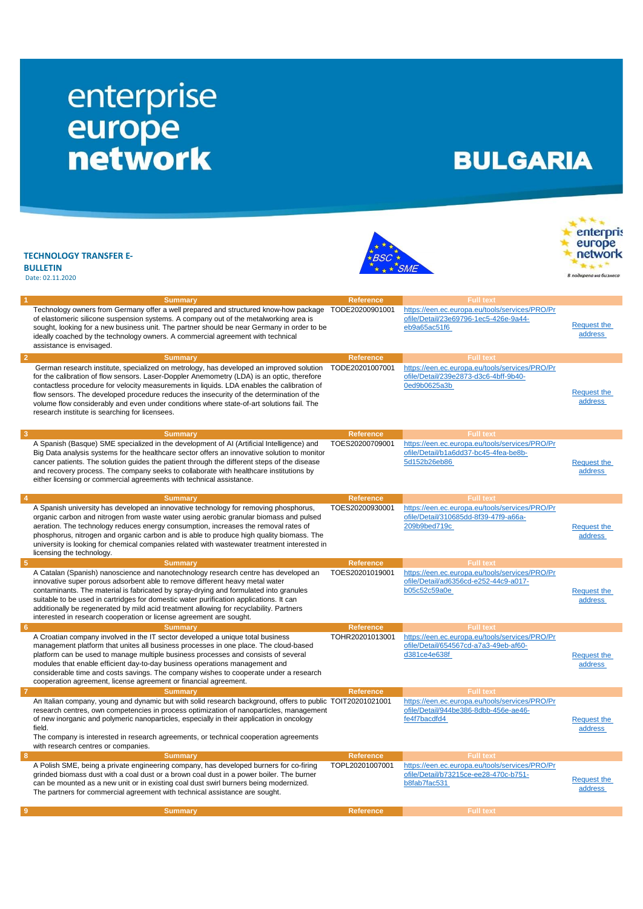# enterprise europe network

# BULGARIA

**TECHNOLOGY TRANSFER E-BULLETIN**

Date: 02.11.2020

| # | Summary | Reference | Full text | |
|---|---|---|---|---|
| 1 | Technology owners from Germany offer a well prepared and structured know-how package of elastomeric silicone suspension systems. A company out of the metalworking area is sought, looking for a new business unit. The partner should be near Germany in order to be ideally coached by the technology owners. A commercial agreement with technical assistance is envisaged. | TODE20200901001 | https://een.ec.europa.eu/tools/services/PRO/Profile/Detail/23e69796-1ec5-426e-9a44-eb9a65ac51f6 | Request the address |
| 2 | German research institute, specialized on metrology, has developed an improved solution for the calibration of flow sensors. Laser-Doppler Anemometry (LDA) is an optic, therefore contactless procedure for velocity measurements in liquids. LDA enables the calibration of flow sensors. The developed procedure reduces the insecurity of the determination of the volume flow considerably and even under conditions where state-of-art solutions fail. The research institute is searching for licensees. | TODE20201007001 | https://een.ec.europa.eu/tools/services/PRO/Profile/Detail/239e2873-d3c6-4bff-9b40-0ed9b0625a3b | Request the address |
| 3 | A Spanish (Basque) SME specialized in the development of AI (Artificial Intelligence) and Big Data analysis systems for the healthcare sector offers an innovative solution to monitor cancer patients. The solution guides the patient through the different steps of the disease and recovery process. The company seeks to collaborate with healthcare institutions by either licensing or commercial agreements with technical assistance. | TOES20200709001 | https://een.ec.europa.eu/tools/services/PRO/Profile/Detail/b1a6dd37-bc45-4fea-be8b-5d152b26eb86 | Request the address |
| 4 | A Spanish university has developed an innovative technology for removing phosphorus, organic carbon and nitrogen from waste water using aerobic granular biomass and pulsed aeration. The technology reduces energy consumption, increases the removal rates of phosphorus, nitrogen and organic carbon and is able to produce high quality biomass. The university is looking for chemical companies related with wastewater treatment interested in licensing the technology. | TOES20200930001 | https://een.ec.europa.eu/tools/services/PRO/Profile/Detail/310685dd-8f39-47f9-a66a-209b9bed719c | Request the address |
| 5 | A Catalan (Spanish) nanoscience and nanotechnology research centre has developed an innovative super porous adsorbent able to remove different heavy metal water contaminants. The material is fabricated by spray-drying and formulated into granules suitable to be used in cartridges for domestic water purification applications. It can additionally be regenerated by mild acid treatment allowing for recyclability. Partners interested in research cooperation or license agreement are sought. | TOES20201019001 | https://een.ec.europa.eu/tools/services/PRO/Profile/Detail/ad6356cd-e252-44c9-a017-b05c52c59a0e | Request the address |
| 6 | A Croatian company involved in the IT sector developed a unique total business management platform that unites all business processes in one place. The cloud-based platform can be used to manage multiple business processes and consists of several modules that enable efficient day-to-day business operations management and considerable time and costs savings. The company wishes to cooperate under a research cooperation agreement, license agreement or financial agreement. | TOHR20201013001 | https://een.ec.europa.eu/tools/services/PRO/Profile/Detail/654567cd-a7a3-49eb-af60-d381ce4e638f | Request the address |
| 7 | An Italian company, young and dynamic but with solid research background, offers to public research centres, own competencies in process optimization of nanoparticles, management of new inorganic and polymeric nanoparticles, especially in their application in oncology field. The company is interested in research agreements, or technical cooperation agreements with research centres or companies. | TOIT20201021001 | https://een.ec.europa.eu/tools/services/PRO/Profile/Detail/944be386-8dbb-456e-ae46-fe4f7bacdfd4 | Request the address |
| 8 | A Polish SME, being a private engineering company, has developed burners for co-firing grinded biomass dust with a coal dust or a brown coal dust in a power boiler. The burner can be mounted as a new unit or in existing coal dust swirl burners being modernized. The partners for commercial agreement with technical assistance are sought. | TOPL20201007001 | https://een.ec.europa.eu/tools/services/PRO/Profile/Detail/b73215ce-ee28-470c-b751-b8fab7fac531 | Request the address |
| 9 | Summary | Reference | Full text | |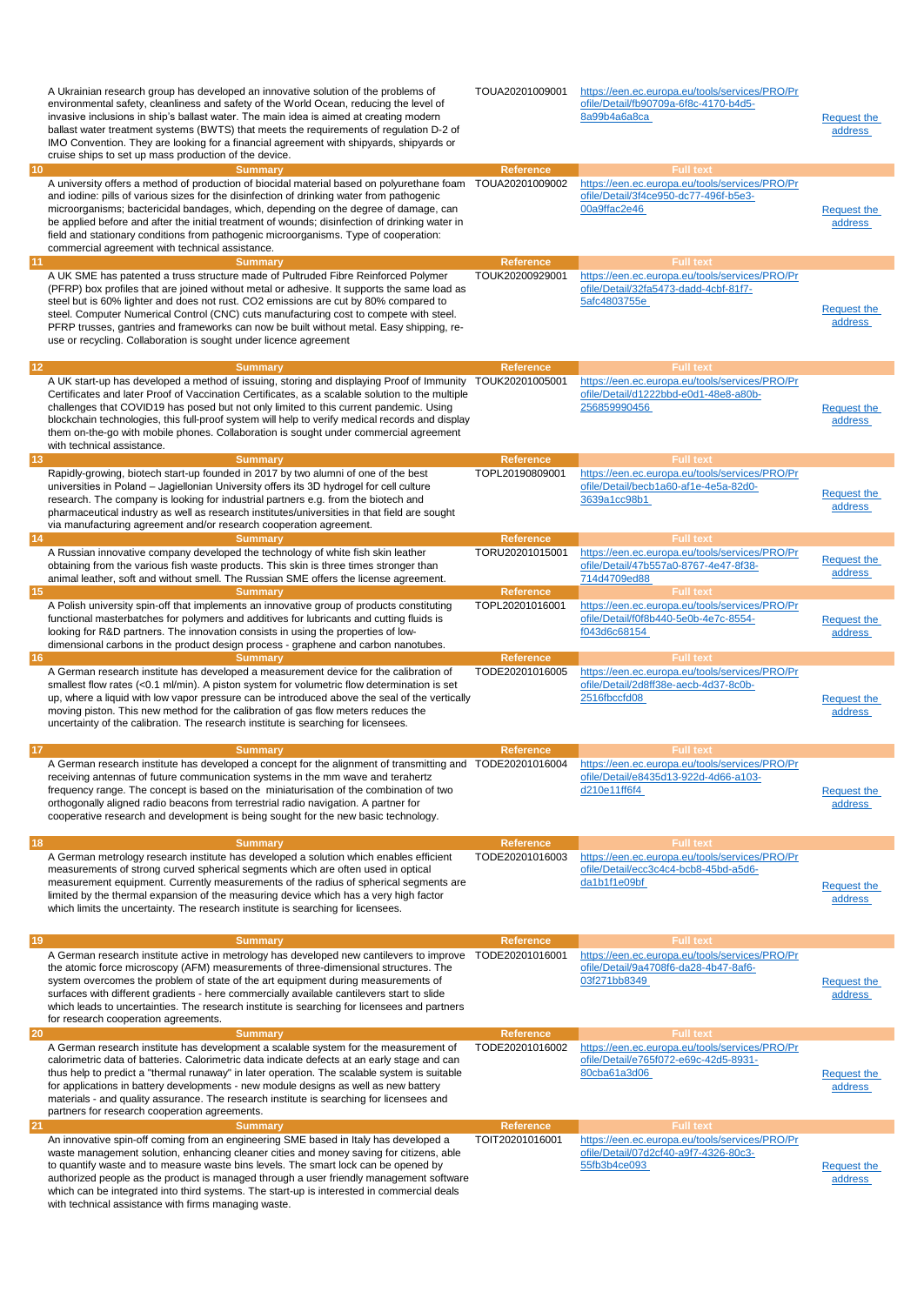| | Summary | Reference | Full text | |
|---|---|---|---|---|
| | A Ukrainian research group has developed an innovative solution of the problems of environmental safety, cleanliness and safety of the World Ocean, reducing the level of invasive inclusions in ship's ballast water. The main idea is aimed at creating modern ballast water treatment systems (BWTS) that meets the requirements of regulation D-2 of IMO Convention. They are looking for a financial agreement with shipyards, shipyards or cruise ships to set up mass production of the device. | TOUA20201009001 | https://een.ec.europa.eu/tools/services/PRO/Profile/Detail/fb90709a-6f8c-4170-b4d5-8a99b4a6a8ca | Request the address |
| 10 | **Summary** | **Reference** | **Full text** | |
| | A university offers a method of production of biocidal material based on polyurethane foam and iodine: pills of various sizes for the disinfection of drinking water from pathogenic microorganisms; bactericidal bandages, which, depending on the degree of damage, can be applied before and after the initial treatment of wounds; disinfection of drinking water in field and stationary conditions from pathogenic microorganisms. Type of cooperation: commercial agreement with technical assistance. | TOUA20201009002 | https://een.ec.europa.eu/tools/services/PRO/Profile/Detail/3f4ce950-dc77-496f-b5e3-00a9ffac2e46 | Request the address |
| 11 | **Summary** | **Reference** | **Full text** | |
| | A UK SME has patented a truss structure made of Pultruded Fibre Reinforced Polymer (PFRP) box profiles that are joined without metal or adhesive. It supports the same load as steel but is 60% lighter and does not rust. CO2 emissions are cut by 80% compared to steel. Computer Numerical Control (CNC) cuts manufacturing cost to compete with steel. PFRP trusses, gantries and frameworks can now be built without metal. Easy shipping, re-use or recycling. Collaboration is sought under licence agreement | TOUK20200929001 | https://een.ec.europa.eu/tools/services/PRO/Profile/Detail/32fa5473-dadd-4cbf-81f7-5afc4803755e | Request the address |
| 12 | **Summary** | **Reference** | **Full text** | |
| | A UK start-up has developed a method of issuing, storing and displaying Proof of Immunity Certificates and later Proof of Vaccination Certificates, as a scalable solution to the multiple challenges that COVID19 has posed but not only limited to this current pandemic. Using blockchain technologies, this full-proof system will help to verify medical records and display them on-the-go with mobile phones. Collaboration is sought under commercial agreement with technical assistance. | TOUK20201005001 | https://een.ec.europa.eu/tools/services/PRO/Profile/Detail/d1222bbd-e0d1-48e8-a80b-256859990456 | Request the address |
| 13 | **Summary** | **Reference** | **Full text** | |
| | Rapidly-growing, biotech start-up founded in 2017 by two alumni of one of the best universities in Poland – Jagiellonian University offers its 3D hydrogel for cell culture research. The company is looking for industrial partners e.g. from the biotech and pharmaceutical industry as well as research institutes/universities in that field are sought via manufacturing agreement and/or research cooperation agreement. | TOPL20190809001 | https://een.ec.europa.eu/tools/services/PRO/Profile/Detail/becb1a60-af1e-4e5a-82d0-3639a1cc98b1 | Request the address |
| 14 | **Summary** | **Reference** | **Full text** | |
| | A Russian innovative company developed the technology of white fish skin leather obtaining from the various fish waste products. This skin is three times stronger than animal leather, soft and without smell. The Russian SME offers the license agreement. | TORU20201015001 | https://een.ec.europa.eu/tools/services/PRO/Profile/Detail/47b557a0-8767-4e47-8f38-714d4709ed88 | Request the address |
| 15 | **Summary** | **Reference** | **Full text** | |
| | A Polish university spin-off that implements an innovative group of products constituting functional masterbatches for polymers and additives for lubricants and cutting fluids is looking for R&D partners. The innovation consists in using the properties of low-dimensional carbons in the product design process - graphene and carbon nanotubes. | TOPL20201016001 | https://een.ec.europa.eu/tools/services/PRO/Profile/Detail/f0f8b440-5e0b-4e7c-8554-f043d6c68154 | Request the address |
| 16 | **Summary** | **Reference** | **Full text** | |
| | A German research institute has developed a measurement device for the calibration of smallest flow rates (<0.1 ml/min). A piston system for volumetric flow determination is set up, where a liquid with low vapor pressure can be introduced above the seal of the vertically moving piston. This new method for the calibration of gas flow meters reduces the uncertainty of the calibration. The research institute is searching for licensees. | TODE20201016005 | https://een.ec.europa.eu/tools/services/PRO/Profile/Detail/2d8ff38e-aecb-4d37-8c0b-2516fbccfd08 | Request the address |
| 17 | **Summary** | **Reference** | **Full text** | |
| | A German research institute has developed a concept for the alignment of transmitting and receiving antennas of future communication systems in the mm wave and terahertz frequency range. The concept is based on the miniaturisation of the combination of two orthogonally aligned radio beacons from terrestrial radio navigation. A partner for cooperative research and development is being sought for the new basic technology. | TODE20201016004 | https://een.ec.europa.eu/tools/services/PRO/Profile/Detail/e8435d13-922d-4d66-a103-d210e11ff6f4 | Request the address |
| 18 | **Summary** | **Reference** | **Full text** | |
| | A German metrology research institute has developed a solution which enables efficient measurements of strong curved spherical segments which are often used in optical measurement equipment. Currently measurements of the radius of spherical segments are limited by the thermal expansion of the measuring device which has a very high factor which limits the uncertainty. The research institute is searching for licensees. | TODE20201016003 | https://een.ec.europa.eu/tools/services/PRO/Profile/Detail/ecc3c4c4-bcb8-45bd-a5d6-da1b1f1e09bf | Request the address |
| 19 | **Summary** | **Reference** | **Full text** | |
| | A German research institute active in metrology has developed new cantilevers to improve the atomic force microscopy (AFM) measurements of three-dimensional structures. The system overcomes the problem of state of the art equipment during measurements of surfaces with different gradients - here commercially available cantilevers start to slide which leads to uncertainties. The research institute is searching for licensees and partners for research cooperation agreements. | TODE20201016001 | https://een.ec.europa.eu/tools/services/PRO/Profile/Detail/9a4708f6-da28-4b47-8af6-03f271bb8349 | Request the address |
| 20 | **Summary** | **Reference** | **Full text** | |
| | A German research institute has development a scalable system for the measurement of calorimetric data of batteries. Calorimetric data indicate defects at an early stage and can thus help to predict a "thermal runaway" in later operation. The scalable system is suitable for applications in battery developments - new module designs as well as new battery materials - and quality assurance. The research institute is searching for licensees and partners for research cooperation agreements. | TODE20201016002 | https://een.ec.europa.eu/tools/services/PRO/Profile/Detail/e765f072-e69c-42d5-8931-80cba61a3d06 | Request the address |
| 21 | **Summary** | **Reference** | **Full text** | |
| | An innovative spin-off coming from an engineering SME based in Italy has developed a waste management solution, enhancing cleaner cities and money saving for citizens, able to quantify waste and to measure waste bins levels. The smart lock can be opened by authorized people as the product is managed through a user friendly management software which can be integrated into third systems. The start-up is interested in commercial deals with technical assistance with firms managing waste. | TOIT20201016001 | https://een.ec.europa.eu/tools/services/PRO/Profile/Detail/07d2cf40-a9f7-4326-80c3-55fb3b4ce093 | Request the address |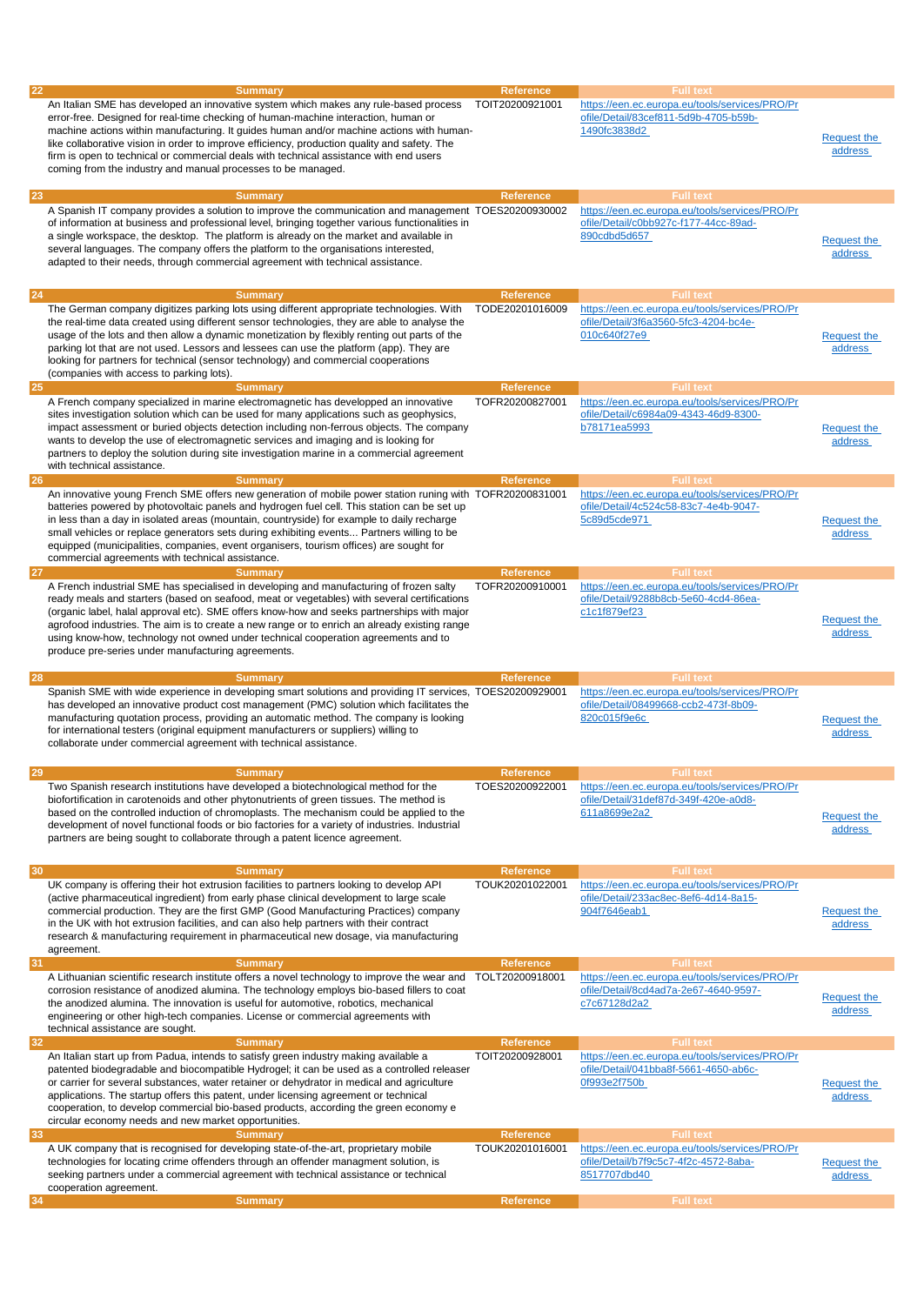| # | Summary | Reference | Full text | |
|---|---|---|---|---|
| 22 | An Italian SME has developed an innovative system which makes any rule-based process error-free. Designed for real-time checking of human-machine interaction, human or machine actions within manufacturing. It guides human and/or machine actions with human-like collaborative vision in order to improve efficiency, production quality and safety. The firm is open to technical or commercial deals with technical assistance with end users coming from the industry and manual processes to be managed. | TOIT20200921001 | https://een.ec.europa.eu/tools/services/PRO/Profile/Detail/83cef811-5d9b-4705-b59b-1490fc3838d2 | Request the address |
| 23 | A Spanish IT company provides a solution to improve the communication and management of information at business and professional level, bringing together various functionalities in a single workspace, the desktop. The platform is already on the market and available in several languages. The company offers the platform to the organisations interested, adapted to their needs, through commercial agreement with technical assistance. | TOES20200930002 | https://een.ec.europa.eu/tools/services/PRO/Profile/Detail/c0bb927c-f177-44cc-89ad-890cdbd5d657 | Request the address |
| 24 | The German company digitizes parking lots using different appropriate technologies. With the real-time data created using different sensor technologies, they are able to analyse the usage of the lots and then allow a dynamic monetization by flexibly renting out parts of the parking lot that are not used. Lessors and lessees can use the platform (app). They are looking for partners for technical (sensor technology) and commercial cooperations (companies with access to parking lots). | TODE20201016009 | https://een.ec.europa.eu/tools/services/PRO/Profile/Detail/3f6a3560-5fc3-4204-bc4e-010c640f27e9 | Request the address |
| 25 | A French company specialized in marine electromagnetic has developped an innovative sites investigation solution which can be used for many applications such as geophysics, impact assessment or buried objects detection including non-ferrous objects. The company wants to develop the use of electromagnetic services and imaging and is looking for partners to deploy the solution during site investigation marine in a commercial agreement with technical assistance. | TOFR20200827001 | https://een.ec.europa.eu/tools/services/PRO/Profile/Detail/c6984a09-4343-46d9-8300-b78171ea5993 | Request the address |
| 26 | An innovative young French SME offers new generation of mobile power station runing with batteries powered by photovoltaic panels and hydrogen fuel cell. This station can be set up in less than a day in isolated areas (mountain, countryside) for example to daily recharge small vehicles or replace generators sets during exhibiting events... Partners willing to be equipped (municipalities, companies, event organisers, tourism offices) are sought for commercial agreements with technical assistance. | TOFR20200831001 | https://een.ec.europa.eu/tools/services/PRO/Profile/Detail/4c524c58-83c7-4e4b-9047-5c89d5cde971 | Request the address |
| 27 | A French industrial SME has specialised in developing and manufacturing of frozen salty ready meals and starters (based on seafood, meat or vegetables) with several certifications (organic label, halal approval etc). SME offers know-how and seeks partnerships with major agrofood industries. The aim is to create a new range or to enrich an already existing range using know-how, technology not owned under technical cooperation agreements and to produce pre-series under manufacturing agreements. | TOFR20200910001 | https://een.ec.europa.eu/tools/services/PRO/Profile/Detail/9288b8cb-5e60-4cd4-86ea-c1c1f879ef23 | Request the address |
| 28 | Spanish SME with wide experience in developing smart solutions and providing IT services, has developed an innovative product cost management (PMC) solution which facilitates the manufacturing quotation process, providing an automatic method. The company is looking for international testers (original equipment manufacturers or suppliers) willing to collaborate under commercial agreement with technical assistance. | TOES20200929001 | https://een.ec.europa.eu/tools/services/PRO/Profile/Detail/08499668-ccb2-473f-8b09-820c015f9e6c | Request the address |
| 29 | Two Spanish research institutions have developed a biotechnological method for the biofortification in carotenoids and other phytonutrients of green tissues. The method is based on the controlled induction of chromoplasts. The mechanism could be applied to the development of novel functional foods or bio factories for a variety of industries. Industrial partners are being sought to collaborate through a patent licence agreement. | TOES20200922001 | https://een.ec.europa.eu/tools/services/PRO/Profile/Detail/31def87d-349f-420e-a0d8-611a8699e2a2 | Request the address |
| 30 | UK company is offering their hot extrusion facilities to partners looking to develop API (active pharmaceutical ingredient) from early phase clinical development to large scale commercial production. They are the first GMP (Good Manufacturing Practices) company in the UK with hot extrusion facilities, and can also help partners with their contract research & manufacturing requirement in pharmaceutical new dosage, via manufacturing agreement. | TOUK20201022001 | https://een.ec.europa.eu/tools/services/PRO/Profile/Detail/233ac8ec-8ef6-4d14-8a15-904f7646eab1 | Request the address |
| 31 | A Lithuanian scientific research institute offers a novel technology to improve the wear and corrosion resistance of anodized alumina. The technology employs bio-based fillers to coat the anodized alumina. The innovation is useful for automotive, robotics, mechanical engineering or other high-tech companies. License or commercial agreements with technical assistance are sought. | TOLT20200918001 | https://een.ec.europa.eu/tools/services/PRO/Profile/Detail/8cd4ad7a-2e67-4640-9597-c7c67128d2a2 | Request the address |
| 32 | An Italian start up from Padua, intends to satisfy green industry making available a patented biodegradable and biocompatible Hydrogel; it can be used as a controlled releaser or carrier for several substances, water retainer or dehydrator in medical and agriculture applications. The startup offers this patent, under licensing agreement or technical cooperation, to develop commercial bio-based products, according the green economy e circular economy needs and new market opportunities. | TOIT20200928001 | https://een.ec.europa.eu/tools/services/PRO/Profile/Detail/041bba8f-5661-4650-ab6c-0f993e2f750b | Request the address |
| 33 | A UK company that is recognised for developing state-of-the-art, proprietary mobile technologies for locating crime offenders through an offender managment solution, is seeking partners under a commercial agreement with technical assistance or technical cooperation agreement. | TOUK20201016001 | https://een.ec.europa.eu/tools/services/PRO/Profile/Detail/b7f9c5c7-4f2c-4572-8aba-8517707dbd40 | Request the address |
| 34 | Summary | Reference | Full text | |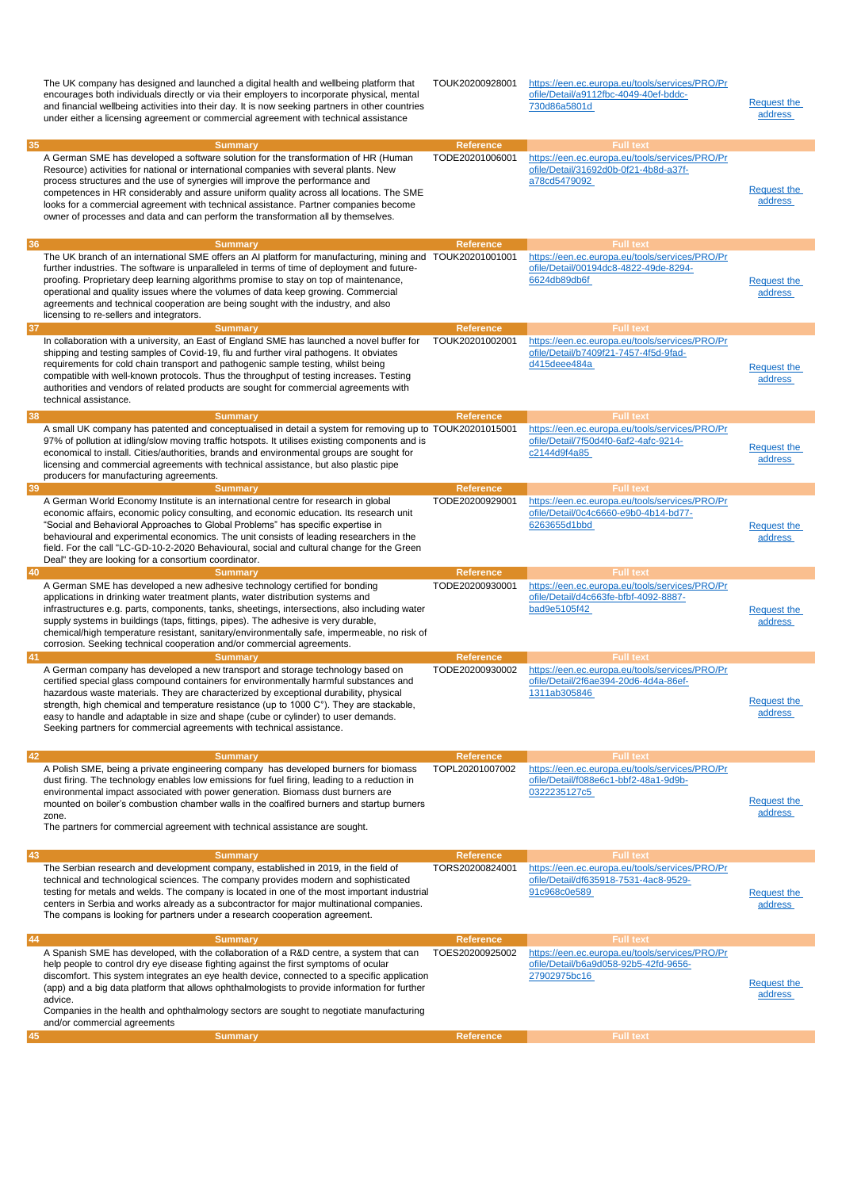| | Summary | Reference | Full text | |
|---|---|---|---|---|
| | The UK company has designed and launched a digital health and wellbeing platform that encourages both individuals directly or via their employers to incorporate physical, mental and financial wellbeing activities into their day. It is now seeking partners in other countries under either a licensing agreement or commercial agreement with technical assistance | TOUK20200928001 | https://een.ec.europa.eu/tools/services/PRO/Profile/Detail/a9112fbc-4049-40ef-bddc-730d86a5801d | Request the address |
| 35 | A German SME has developed a software solution for the transformation of HR (Human Resource) activities for national or international companies with several plants. New process structures and the use of synergies will improve the performance and competences in HR considerably and assure uniform quality across all locations. The SME looks for a commercial agreement with technical assistance. Partner companies become owner of processes and data and can perform the transformation all by themselves. | TODE20201006001 | https://een.ec.europa.eu/tools/services/PRO/Profile/Detail/31692d0b-0f21-4b8d-a37f-a78cd5479092 | Request the address |
| 36 | The UK branch of an international SME offers an AI platform for manufacturing, mining and further industries. The software is unparalleled in terms of time of deployment and future-proofing. Proprietary deep learning algorithms promise to stay on top of maintenance, operational and quality issues where the volumes of data keep growing. Commercial agreements and technical cooperation are being sought with the industry, and also licensing to re-sellers and integrators. | TOUK20201001001 | https://een.ec.europa.eu/tools/services/PRO/Profile/Detail/00194dc8-4822-49de-8294-6624db89db6f | Request the address |
| 37 | In collaboration with a university, an East of England SME has launched a novel buffer for shipping and testing samples of Covid-19, flu and further viral pathogens. It obviates requirements for cold chain transport and pathogenic sample testing, whilst being compatible with well-known protocols. Thus the throughput of testing increases. Testing authorities and vendors of related products are sought for commercial agreements with technical assistance. | TOUK20201002001 | https://een.ec.europa.eu/tools/services/PRO/Profile/Detail/b7409f21-7457-4f5d-9fad-d415deee484a | Request the address |
| 38 | A small UK company has patented and conceptualised in detail a system for removing up to 97% of pollution at idling/slow moving traffic hotspots. It utilises existing components and is economical to install. Cities/authorities, brands and environmental groups are sought for licensing and commercial agreements with technical assistance, but also plastic pipe producers for manufacturing agreements. | TOUK20201015001 | https://een.ec.europa.eu/tools/services/PRO/Profile/Detail/7f50d4f0-6af2-4afc-9214-c2144d9f4a85 | Request the address |
| 39 | A German World Economy Institute is an international centre for research in global economic affairs, economic policy consulting, and economic education. Its research unit "Social and Behavioral Approaches to Global Problems" has specific expertise in behavioural and experimental economics. The unit consists of leading researchers in the field. For the call "LC-GD-10-2-2020 Behavioural, social and cultural change for the Green Deal" they are looking for a consortium coordinator. | TODE20200929001 | https://een.ec.europa.eu/tools/services/PRO/Profile/Detail/0c4c6660-e9b0-4b14-bd77-6263655d1bbd | Request the address |
| 40 | A German SME has developed a new adhesive technology certified for bonding applications in drinking water treatment plants, water distribution systems and infrastructures e.g. parts, components, tanks, sheetings, intersections, also including water supply systems in buildings (taps, fittings, pipes). The adhesive is very durable, chemical/high temperature resistant, sanitary/environmentally safe, impermeable, no risk of corrosion. Seeking technical cooperation and/or commercial agreements. | TODE20200930001 | https://een.ec.europa.eu/tools/services/PRO/Profile/Detail/d4c663fe-bfbf-4092-8887-bad9e5105f42 | Request the address |
| 41 | A German company has developed a new transport and storage technology based on certified special glass compound containers for environmentally harmful substances and hazardous waste materials. They are characterized by exceptional durability, physical strength, high chemical and temperature resistance (up to 1000 C°). They are stackable, easy to handle and adaptable in size and shape (cube or cylinder) to user demands. Seeking partners for commercial agreements with technical assistance. | TODE20200930002 | https://een.ec.europa.eu/tools/services/PRO/Profile/Detail/2f6ae394-20d6-4d4a-86ef-1311ab305846 | Request the address |
| 42 | A Polish SME, being a private engineering company has developed burners for biomass dust firing. The technology enables low emissions for fuel firing, leading to a reduction in environmental impact associated with power generation. Biomass dust burners are mounted on boiler's combustion chamber walls in the coalfired burners and startup burners zone. The partners for commercial agreement with technical assistance are sought. | TOPL20201007002 | https://een.ec.europa.eu/tools/services/PRO/Profile/Detail/f088e6c1-bbf2-48a1-9d9b-0322235127c5 | Request the address |
| 43 | The Serbian research and development company, established in 2019, in the field of technical and technological sciences. The company provides modern and sophisticated testing for metals and welds. The company is located in one of the most important industrial centers in Serbia and works already as a subcontractor for major multinational companies. The compans is looking for partners under a research cooperation agreement. | TORS20200824001 | https://een.ec.europa.eu/tools/services/PRO/Profile/Detail/df635918-7531-4ac8-9529-91c968c0e589 | Request the address |
| 44 | A Spanish SME has developed, with the collaboration of a R&D centre, a system that can help people to control dry eye disease fighting against the first symptoms of ocular discomfort. This system integrates an eye health device, connected to a specific application (app) and a big data platform that allows ophthalmologists to provide information for further advice. Companies in the health and ophthalmology sectors are sought to negotiate manufacturing and/or commercial agreements | TOES20200925002 | https://een.ec.europa.eu/tools/services/PRO/Profile/Detail/b6a9d058-92b5-42fd-9656-27902975bc16 | Request the address |
| 45 | | | | |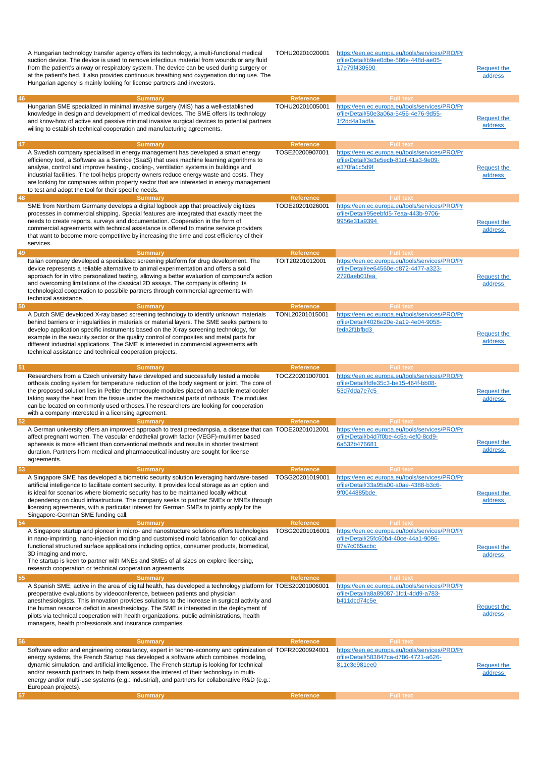| | Summary | Reference | Full text | |
|---|---|---|---|---|
| | A Hungarian technology transfer agency offers its technology, a multi-functional medical suction device. The device is used to remove infectious material from wounds or any fluid from the patient's airway or respiratory system. The device can be used during surgery or at the patient's bed. It also provides continuous breathing and oxygenation during use. The Hungarian agency is mainly looking for license partners and investors. | TOHU20201020001 | https://een.ec.europa.eu/tools/services/PRO/Profile/Detail/b9ee0dbe-586e-448d-ae05-17e79f430590 | Request the address |
| 46 | Hungarian SME specialized in minimal invasive surgery (MIS) has a well-established knowledge in design and development of medical devices. The SME offers its technology and know-how of active and passive minimal invasive surgical devices to potential partners willing to establish technical cooperation and manufacturing agreements. | TOHU20201005001 | https://een.ec.europa.eu/tools/services/PRO/Profile/Detail/50e3a06a-5456-4e76-9d55-1f2dd4a1adfa | Request the address |
| 47 | A Swedish company specialised in energy management has developed a smart energy efficiency tool, a Software as a Service (SaaS) that uses machine learning algorithms to analyse, control and improve heating-, cooling-, ventilation systems in buildings and industrial facilities. The tool helps property owners reduce energy waste and costs. They are looking for companies within property sector that are interested in energy management to test and adopt the tool for their specific needs. | TOSE20200907001 | https://een.ec.europa.eu/tools/services/PRO/Profile/Detail/3e3e5ecb-81cf-41a3-9e09-e370fa1c5d9f | Request the address |
| 48 | SME from Northern Germany develops a digital logbook app that proactively digitizes processes in commercial shipping. Special features are integrated that exactly meet the needs to create reports, surveys and documentation. Cooperation in the form of commercial agreements with technical assistance is offered to marine service providers that want to become more competitive by increasing the time and cost efficiency of their services. | TODE20201026001 | https://een.ec.europa.eu/tools/services/PRO/Profile/Detail/95eebfd5-7eaa-443b-9706-9956e31a9394 | Request the address |
| 49 | Italian company developed a specialized screening platform for drug development. The device represents a reliable alternative to animal experimentation and offers a solid approach for in vitro personalized testing, allowing a better evaluation of compound's action and overcoming limitations of the classical 2D assays. The company is offering its technological cooperation to possibile partners through commercial agreements with technical assistance. | TOIT20201012001 | https://een.ec.europa.eu/tools/services/PRO/Profile/Detail/ee64560e-d872-4477-a323-2720aeb01fea | Request the address |
| 50 | A Dutch SME developed X-ray based screening technology to identify unknown materials behind barriers or irregularities in materials or material layers. The SME seeks partners to develop application specific instruments based on the X-ray screening technology, for example in the security sector or the quality control of composites and metal parts for different industrial applications. The SME is interested in commercial agreements with technical assistance and technical cooperation projects. | TONL20201015001 | https://een.ec.europa.eu/tools/services/PRO/Profile/Detail/4026e20e-2a19-4e04-9058-feda2f1bfbd3 | Request the address |
| 51 | Researchers from a Czech university have developed and successfully tested a mobile orthosis cooling system for temperature reduction of the body segment or joint. The core of the proposed solution lies in Peltier thermocouple modules placed on a tactile metal cooler taking away the heat from the tissue under the mechanical parts of orthosis. The modules can be located on commonly used orthoses.The researchers are looking for cooperation with a company interested in a licensing agreement. | TOCZ20201007001 | https://een.ec.europa.eu/tools/services/PRO/Profile/Detail/fdfe35c3-be15-464f-bb08-53d7dda7e7c5 | Request the address |
| 52 | A German university offers an improved approach to treat preeclampsia, a disease that can affect pregnant women. The vascular endothelial growth factor (VEGF)-multimer based apheresis is more efficient than conventional methods and results in shorter treatment duration. Partners from medical and pharmaceutical industry are sought for license agreements. | TODE20201012001 | https://een.ec.europa.eu/tools/services/PRO/Profile/Detail/b4d7f0be-4c5a-4ef0-8cd9-6a532b476681 | Request the address |
| 53 | A Singapore SME has developed a biometric security solution leveraging hardware-based artificial intelligence to facilitate content security. It provides local storage as an option and is ideal for scenarios where biometric security has to be maintained locally without dependency on cloud infrastructure. The company seeks to partner SMEs or MNEs through licensing agreements, with a particular interest for German SMEs to jointly apply for the Singapore-German SME funding call. | TOSG20201019001 | https://een.ec.europa.eu/tools/services/PRO/Profile/Detail/33a95a00-a0ae-4388-b3c6-9f0044885bde | Request the address |
| 54 | A Singapore startup and pioneer in micro- and nanostructure solutions offers technologies in nano-imprinting, nano-injection molding and customised mold fabrication for optical and functional structured surface applications including optics, consumer products, biomedical, 3D imaging and more. The startup is keen to partner with MNEs and SMEs of all sizes on explore licensing, research cooperation or technical cooperation agreements. | TOSG20201016001 | https://een.ec.europa.eu/tools/services/PRO/Profile/Detail/25fc60b4-40ce-44a1-9096-07a7c065acbc | Request the address |
| 55 | A Spanish SME, active in the area of digital health, has developed a technology platform for preoperative evaluations by videoconference, between patients and physician anesthesiologists. This innovation provides solutions to the increase in surgical activity and the human resource deficit in anesthesiology. The SME is interested in the deployment of pilots via technical cooperation with health organizations, public administrations, health managers, health professionals and insurance companies. | TOES20201006001 | https://een.ec.europa.eu/tools/services/PRO/Profile/Detail/a8a89087-1fd1-4dd9-a783-b411dcd74c5e | Request the address |
| 56 | Software editor and engineering consultancy, expert in techno-economy and optimization of energy systems, the French Startup has developed a software which combines modeling, dynamic simulation, and artificial intelligence. The French startup is looking for technical and/or research partners to help them assess the interest of their technology in multi-energy and/or multi-use systems (e.g.: industrial), and partners for collaborative R&D (e.g.: European projects). | TOFR20200924001 | https://een.ec.europa.eu/tools/services/PRO/Profile/Detail/583847ca-d786-4721-a626-811c3e981ee0 | Request the address |
| 57 | | | | |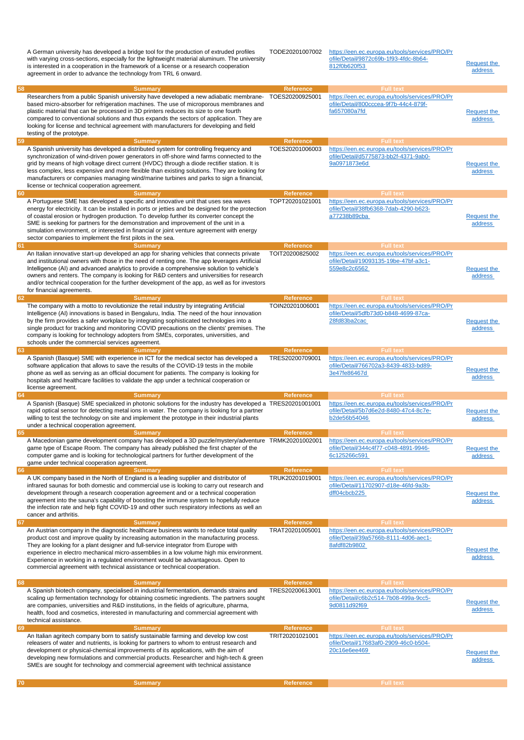| | Summary | Reference | Full text | |
|---|---|---|---|---|
| | A German university has developed a bridge tool for the production of extruded profiles with varying cross-sections, especially for the lightweight material aluminum. The university is interested in a cooperation in the framework of a license or a research cooperation agreement in order to advance the technology from TRL 6 onward. | TODE20201007002 | https://een.ec.europa.eu/tools/services/PRO/Profile/Detail/9872c69b-1f93-4fdc-8b64-812f0b620f53 | Request the address |
| 58 | Researchers from a public Spanish university have developed a new adiabatic membrane-based micro-absorber for refrigeration machines. The use of microporous membranes and plastic material that can be processed in 3D printers reduces its size to one fourth compared to conventional solutions and thus expands the sectors of application. They are looking for license and technical agreement with manufacturers for developing and field testing of the prototype. | TOES20200925001 | https://een.ec.europa.eu/tools/services/PRO/Profile/Detail/800cccea-9f7b-44c4-879f-fa657080a7fd | Request the address |
| 59 | A Spanish university has developed a distributed system for controlling frequency and synchronization of wind-driven power generators in off-shore wind farms connected to the grid by means of high voltage direct current (HVDC) through a diode rectifier station. It is less complex, less expensive and more flexible than existing solutions. They are looking for manufacturers or companies managing wind/marine turbines and parks to sign a financial, license or technical cooperation agreement. | TOES20201006003 | https://een.ec.europa.eu/tools/services/PRO/Profile/Detail/d5775873-bb2f-4371-9ab0-9a0971873e6d | Request the address |
| 60 | A Portuguese SME has developed a specific and innovative unit that uses sea waves energy for electricity. It can be installed in ports or jetties and be designed for the protection of coastal erosion or hydrogen production. To develop further its converter concept the SME is seeking for partners for the demonstration and improvement of the unit in a simulation environment, or interested in financial or joint venture agreement with energy sector companies to implement the first pilots in the sea. | TOPT20201021001 | https://een.ec.europa.eu/tools/services/PRO/Profile/Detail/38fb6368-7dab-4290-b623-a77238b89cba | Request the address |
| 61 | An Italian innovative start-up developed an app for sharing vehicles that connects private and institutional owners with those in the need of renting one. The app leverages Artificial Intelligence (AI) and advanced analytics to provide a comprehensive solution to vehicle's owners and renters. The company is looking for R&D centers and universities for research and/or technical cooperation for the further development of the app, as well as for investors for financial agreements. | TOIT20200825002 | https://een.ec.europa.eu/tools/services/PRO/Profile/Detail/19093135-19be-47bf-a3c1-559e8c2c6562 | Request the address |
| 62 | The company with a motto to revolutionize the retail industry by integrating Artificial Intelligence (AI) innovations is based in Bengaluru, India. The need of the hour innovation by the firm provides a safer workplace by integrating sophisticated technologies into a single product for tracking and monitoring COVID precautions on the clients' premises. The company is looking for technology adopters from SMEs, corporates, universities, and schools under the commercial services agreement. | TOIN20201006001 | https://een.ec.europa.eu/tools/services/PRO/Profile/Detail/5dfb73d0-b848-4699-87ca-28fd83ba2cac | Request the address |
| 63 | A Spanish (Basque) SME with experience in ICT for the medical sector has developed a software application that allows to save the results of the COVID-19 tests in the mobile phone as well as serving as an official document for patients. The company is looking for hospitals and healthcare facilities to validate the app under a technical cooperation or license agreement. | TRES20200709001 | https://een.ec.europa.eu/tools/services/PRO/Profile/Detail/766702a3-8439-4833-bd89-3e47fe86467d | Request the address |
| 64 | A Spanish (Basque) SME specialized in photonic solutions for the industry has developed a rapid optical sensor for detecting metal ions in water. The company is looking for a partner willing to test the technology on site and implement the prototype in their industrial plants under a technical cooperation agreement. | TRES20201001001 | https://een.ec.europa.eu/tools/services/PRO/Profile/Detail/5b7d6e2d-8480-47c4-8c7e-b2de56b54046 | Request the address |
| 65 | A Macedonian game development company has developed a 3D puzzle/mystery/adventure game type of Escape Room. The company has already published the first chapter of the computer game and is looking for technological partners for further development of the game under technical cooperation agreement. | TRMK20201002001 | https://een.ec.europa.eu/tools/services/PRO/Profile/Detail/344c4f77-c048-4891-9946-6c125266c591 | Request the address |
| 66 | A UK company based in the North of England is a leading supplier and distributor of infrared saunas for both domestic and commercial use is looking to carry out research and development through a research cooperation agreement and or a technical cooperation agreement into the sauna's capability of boosting the immune system to hopefully reduce the infection rate and help fight COVID-19 and other such respiratory infections as well an cancer and arthritis. | TRUK20201019001 | https://een.ec.europa.eu/tools/services/PRO/Profile/Detail/11702907-d18e-46fd-9a3b-dff04cbcb225 | Request the address |
| 67 | An Austrian company in the diagnostic healthcare business wants to reduce total quality product cost and improve quality by increasing automation in the manufacturing process. They are looking for a plant designer and full-service integrator from Europe with experience in electro mechanical micro-assemblies in a low volume high mix environment. Experience in working in a regulated environment would be advantageous. Open to commercial agreement with technical assistance or technical cooperation. | TRAT20201005001 | https://een.ec.europa.eu/tools/services/PRO/Profile/Detail/39a5766b-8111-4d06-aec1-8afdf82b9802 | Request the address |
| 68 | A Spanish biotech company, specialised in industrial fermentation, demands strains and scaling up fermentation technology for obtaining cosmetic ingredients. The partners sought are companies, universities and R&D institutions, in the fields of agriculture, pharma, health, food and cosmetics, interested in manufacturing and commercial agreement with technical assistance. | TRES20200613001 | https://een.ec.europa.eu/tools/services/PRO/Profile/Detail/c6b2c514-7b08-499a-9cc5-9d0811d92f69 | Request the address |
| 69 | An Italian agritech company born to satisfy sustainable farming and develop low cost releasers of water and nutrients, is looking for partners to whom to entrust research and development or physical-chemical improvements of its applications, with the aim of developing new formulations and commercial products. Researcher and high-tech & green SMEs are sought for technology and commercial agreement with technical assistance | TRIT20201021001 | https://een.ec.europa.eu/tools/services/PRO/Profile/Detail/17683af0-2909-46c0-b504-20c16e6ee469 | Request the address |
| 70 | Summary | Reference | Full text | |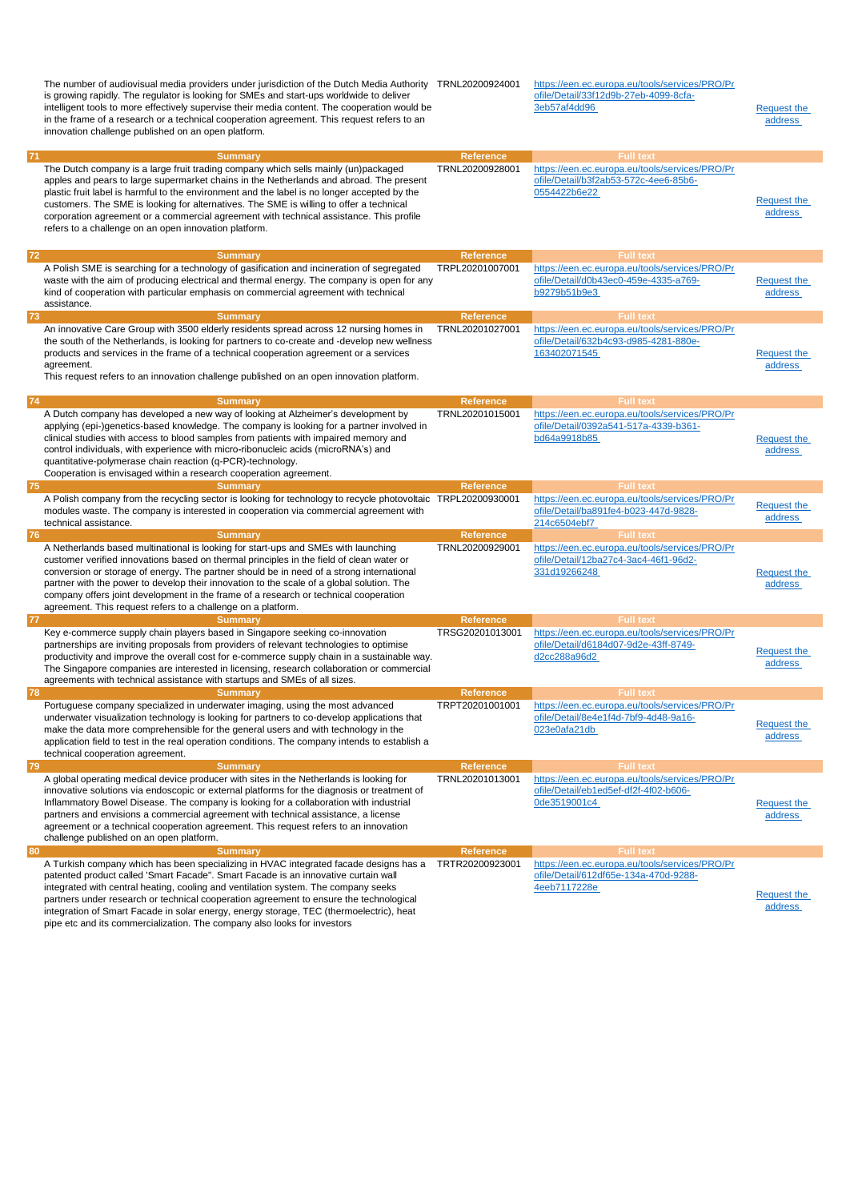| | Summary | Reference | Full text | |
|---|---|---|---|---|
| | The number of audiovisual media providers under jurisdiction of the Dutch Media Authority is growing rapidly. The regulator is looking for SMEs and start-ups worldwide to deliver intelligent tools to more effectively supervise their media content. The cooperation would be in the frame of a research or a technical cooperation agreement. This request refers to an innovation challenge published on an open platform. | TRNL20200924001 | https://een.ec.europa.eu/tools/services/PRO/Profile/Detail/33f12d9b-27eb-4099-8cfa-3eb57af4dd96 | Request the address |
| 71 | The Dutch company is a large fruit trading company which sells mainly (un)packaged apples and pears to large supermarket chains in the Netherlands and abroad. The present plastic fruit label is harmful to the environment and the label is no longer accepted by the customers. The SME is looking for alternatives. The SME is willing to offer a technical corporation agreement or a commercial agreement with technical assistance. This profile refers to a challenge on an open innovation platform. | TRNL20200928001 | https://een.ec.europa.eu/tools/services/PRO/Profile/Detail/b3f2ab53-572c-4ee6-85b6-0554422b6e22 | Request the address |
| 72 | A Polish SME is searching for a technology of gasification and incineration of segregated waste with the aim of producing electrical and thermal energy. The company is open for any kind of cooperation with particular emphasis on commercial agreement with technical assistance. | TRPL20201007001 | https://een.ec.europa.eu/tools/services/PRO/Profile/Detail/d0b43ec0-459e-4335-a769-b9279b51b9e3 | Request the address |
| 73 | An innovative Care Group with 3500 elderly residents spread across 12 nursing homes in the south of the Netherlands, is looking for partners to co-create and -develop new wellness products and services in the frame of a technical cooperation agreement or a services agreement.<br>This request refers to an innovation challenge published on an open innovation platform. | TRNL20201027001 | https://een.ec.europa.eu/tools/services/PRO/Profile/Detail/632b4c93-d985-4281-880e-163402071545 | Request the address |
| 74 | A Dutch company has developed a new way of looking at Alzheimer's development by applying (epi-)genetics-based knowledge. The company is looking for a partner involved in clinical studies with access to blood samples from patients with impaired memory and control individuals, with experience with micro-ribonucleic acids (microRNA's) and quantitative-polymerase chain reaction (q-PCR)-technology.<br>Cooperation is envisaged within a research cooperation agreement. | TRNL20201015001 | https://een.ec.europa.eu/tools/services/PRO/Profile/Detail/0392a541-517a-4339-b361-bd64a9918b85 | Request the address |
| 75 | A Polish company from the recycling sector is looking for technology to recycle photovoltaic modules waste. The company is interested in cooperation via commercial agreement with technical assistance. | TRPL20200930001 | https://een.ec.europa.eu/tools/services/PRO/Profile/Detail/ba891fe4-b023-447d-9828-214c6504ebf7 | Request the address |
| 76 | A Netherlands based multinational is looking for start-ups and SMEs with launching customer verified innovations based on thermal principles in the field of clean water or conversion or storage of energy. The partner should be in need of a strong international partner with the power to develop their innovation to the scale of a global solution. The company offers joint development in the frame of a research or technical cooperation agreement. This request refers to a challenge on a platform. | TRNL20200929001 | https://een.ec.europa.eu/tools/services/PRO/Profile/Detail/12ba27c4-3ac4-46f1-96d2-331d19266248 | Request the address |
| 77 | Key e-commerce supply chain players based in Singapore seeking co-innovation partnerships are inviting proposals from providers of relevant technologies to optimise productivity and improve the overall cost for e-commerce supply chain in a sustainable way. The Singapore companies are interested in licensing, research collaboration or commercial agreements with technical assistance with startups and SMEs of all sizes. | TRSG20201013001 | https://een.ec.europa.eu/tools/services/PRO/Profile/Detail/d6184d07-9d2e-43ff-8749-d2cc288a96d2 | Request the address |
| 78 | Portuguese company specialized in underwater imaging, using the most advanced underwater visualization technology is looking for partners to co-develop applications that make the data more comprehensible for the general users and with technology in the application field to test in the real operation conditions. The company intends to establish a technical cooperation agreement. | TRPT20201001001 | https://een.ec.europa.eu/tools/services/PRO/Profile/Detail/8e4e1f4d-7bf9-4d48-9a16-023e0afa21db | Request the address |
| 79 | A global operating medical device producer with sites in the Netherlands is looking for innovative solutions via endoscopic or external platforms for the diagnosis or treatment of Inflammatory Bowel Disease. The company is looking for a collaboration with industrial partners and envisions a commercial agreement with technical assistance, a license agreement or a technical cooperation agreement. This request refers to an innovation challenge published on an open platform. | TRNL20201013001 | https://een.ec.europa.eu/tools/services/PRO/Profile/Detail/eb1ed5ef-df2f-4f02-b606-0de3519001c4 | Request the address |
| 80 | A Turkish company which has been specializing in HVAC integrated facade designs has a patented product called 'Smart Facade". Smart Facade is an innovative curtain wall integrated with central heating, cooling and ventilation system. The company seeks partners under research or technical cooperation agreement to ensure the technological integration of Smart Facade in solar energy, energy storage, TEC (thermoelectric), heat pipe etc and its commercialization. The company also looks for investors | TRTR20200923001 | https://een.ec.europa.eu/tools/services/PRO/Profile/Detail/612df65e-134a-470d-9288-4eeb7117228e | Request the address |